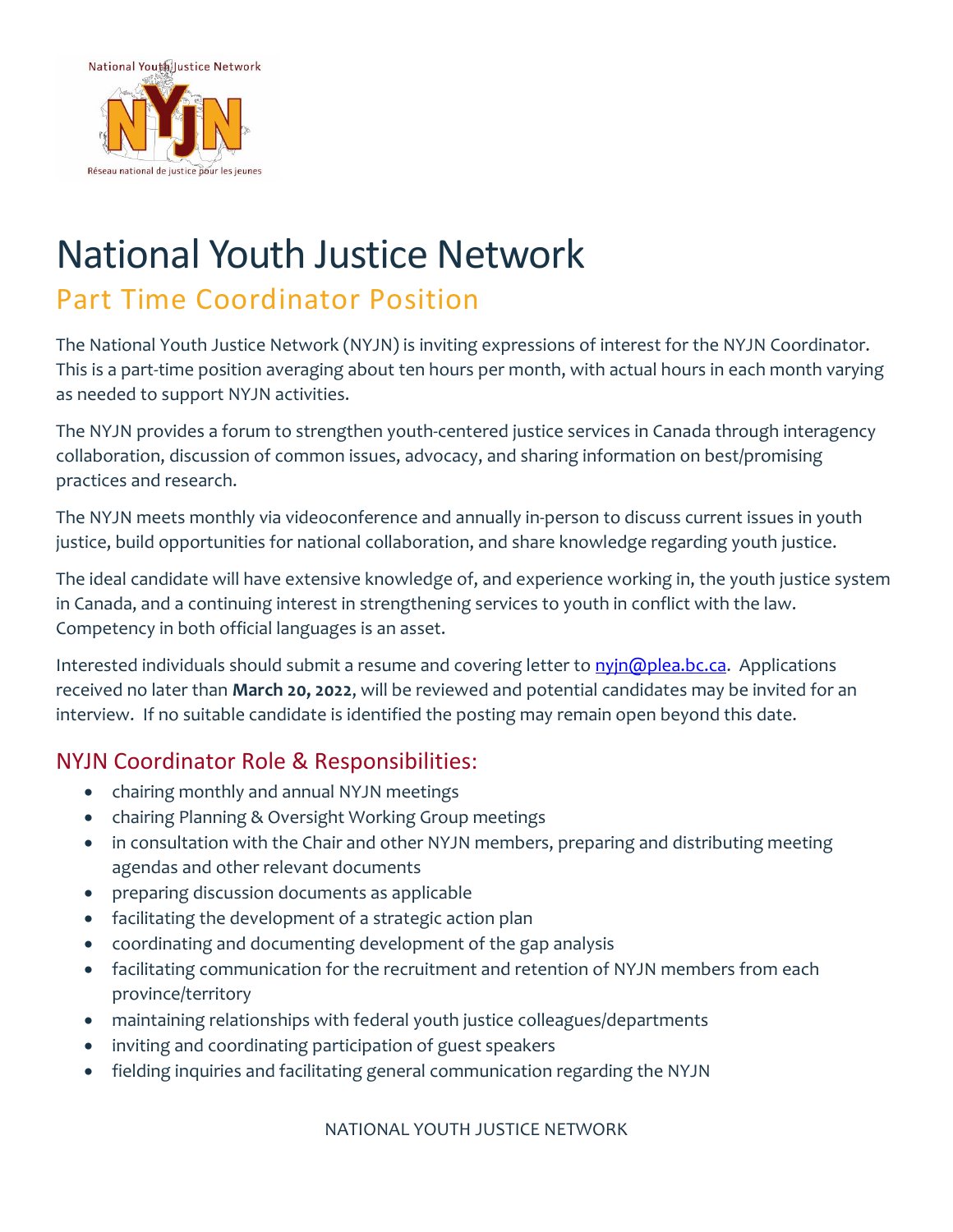# National Youth Justice Network

## Part Time Coordinator Position

The National Youth Justice Network (NYJN) is inviting expressions of interest for the NYJN Coordinator. This is a part-time position averaging about ten hours per month, with actual hours in each month varying as needed to support NYJN activities.

The NYJN provides a forum to strengthen youth-centered justice services in Canada through interagency collaboration, discussion of common issues, advocacy, and sharing information on best/promising practices and research.

The NYJN meets monthly via videoconference and annually in-person to discuss current issues in youth justice, build opportunities for national collaboration, and share knowledge regarding youth justice.

The ideal candidate will have extensive knowledge of, and experience working in, the youth justice system in Canada, and a continuing interest in strengthening services to youth in conflict with the law. Competency in both official languages is an asset.

Interested individuals should submit a resume and covering letter to nyjn@plea.bc.ca. Applications received no later than **March 20, 2022**, will be reviewed and potential candidates may be invited for an interview. If no suitable candidate is identified the posting may remain open beyond this date.

### NYJN Coordinator Role & Responsibilities:

- chairing monthly and annual NYJN meetings
- chairing Planning & Oversight Working Group meetings
- in consultation with the Chair and other NYJN members, preparing and distributing meeting agendas and other relevant documents
- preparing discussion documents as applicable
- facilitating the development of a strategic action plan
- coordinating and documenting development of the gap analysis
- facilitating communication for the recruitment and retention of NYJN members from each province/territory
- maintaining relationships with federal youth justice colleagues/departments
- inviting and coordinating participation of guest speakers
- fielding inquiries and facilitating general communication regarding the NYJN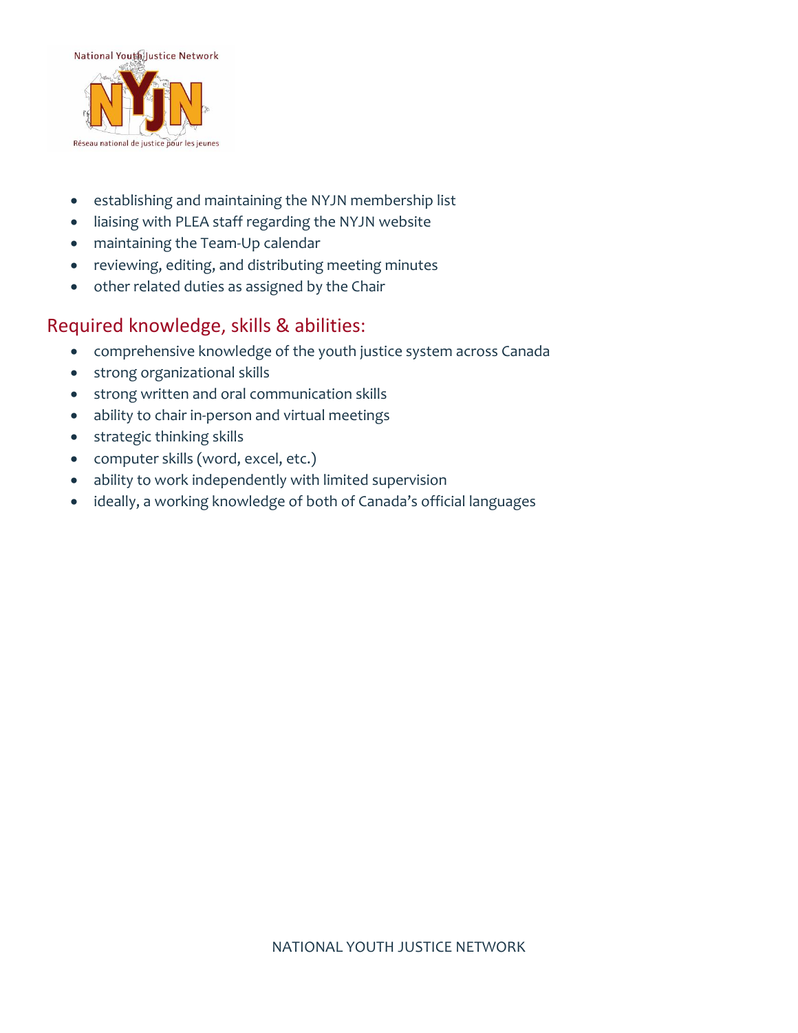- establishing and maintaining the NYJN membership list
- liaising with PLEA staff regarding the NYJN website
- maintaining the Team-Up calendar
- reviewing, editing, and distributing meeting minutes
- other related duties as assigned by the Chair

## Required knowledge, skills & abilities:

- comprehensive knowledge of the youth justice system across Canada
- strong organizational skills
- strong written and oral communication skills
- ability to chair in-person and virtual meetings
- strategic thinking skills
- computer skills (word, excel, etc.)
- ability to work independently with limited supervision
- ideally, a working knowledge of both of Canada's official languages